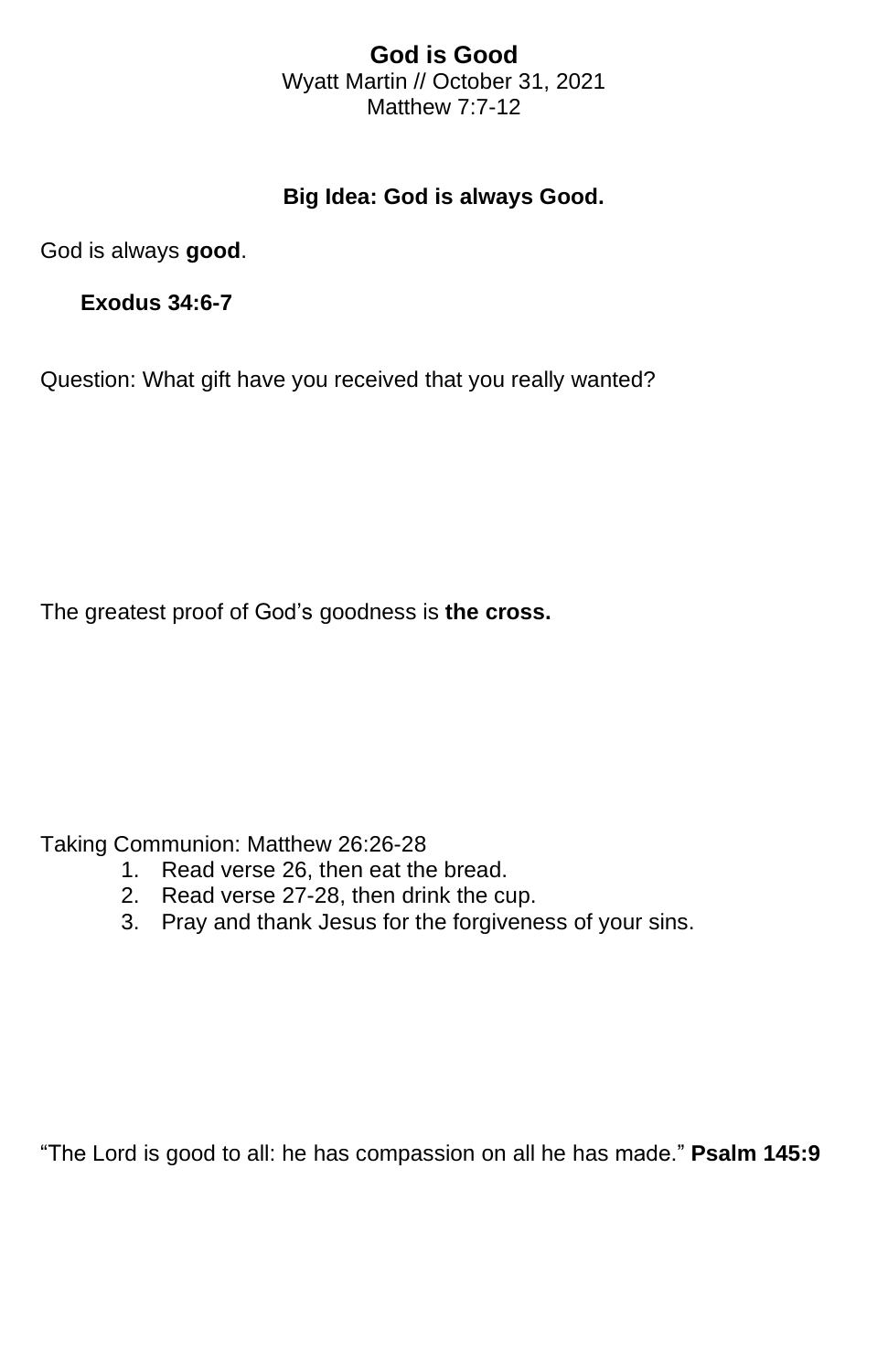# God is Good

Wyatt Martin // October 31, 2021

Matthew 7:7-12

**Big Idea: God is always Good.**

God is always **good**.

**Exodus 34:6-7**

Question: What gift have you received that you really wanted?

The greatest proof of God's goodness is **the cross.**

Taking Communion: Matthew 26:26-28

1. Read verse 26, then eat the bread.
2. Read verse 27-28, then drink the cup.
3. Pray and thank Jesus for the forgiveness of your sins.

"The Lord is good to all: he has compassion on all he has made." **Psalm 145:9**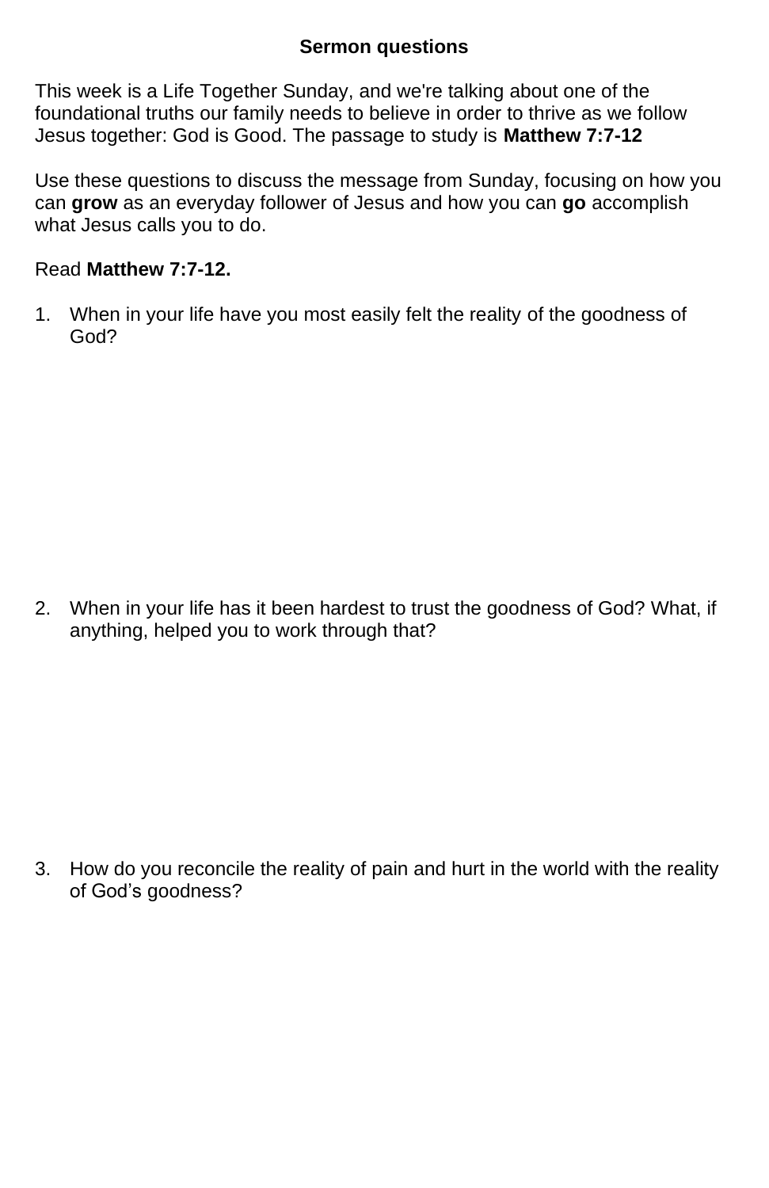**Sermon questions**

This week is a Life Together Sunday, and we're talking about one of the foundational truths our family needs to believe in order to thrive as we follow Jesus together: God is Good. The passage to study is **Matthew 7:7-12**

Use these questions to discuss the message from Sunday, focusing on how you can **grow** as an everyday follower of Jesus and how you can **go** accomplish what Jesus calls you to do.

Read **Matthew 7:7-12.**

1. When in your life have you most easily felt the reality of the goodness of God?

2. When in your life has it been hardest to trust the goodness of God? What, if anything, helped you to work through that?

3. How do you reconcile the reality of pain and hurt in the world with the reality of God's goodness?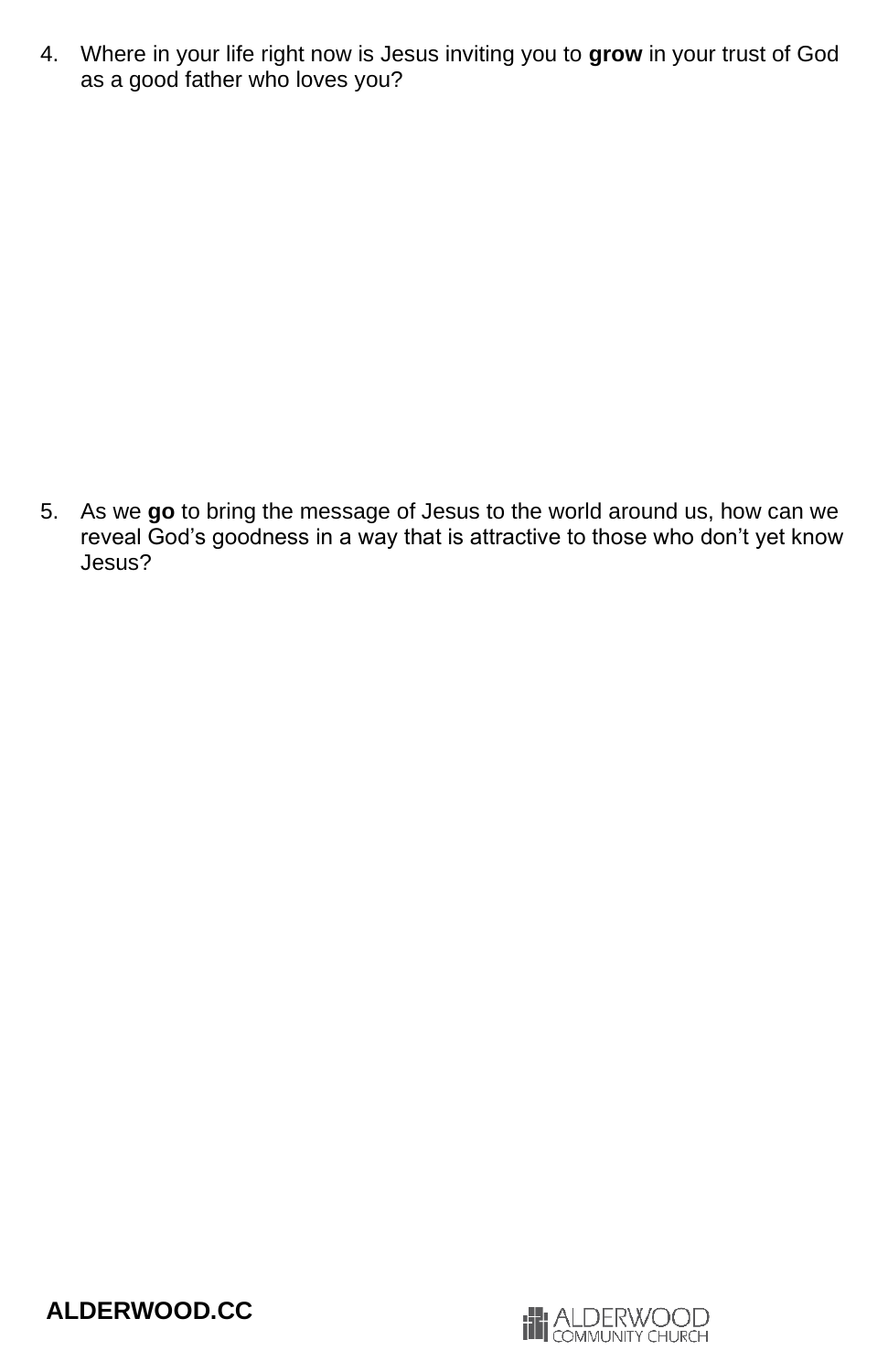4. Where in your life right now is Jesus inviting you to **grow** in your trust of God as a good father who loves you?

5. As we **go** to bring the message of Jesus to the world around us, how can we reveal God's goodness in a way that is attractive to those who don't yet know Jesus?

**ALDERWOOD.CC**

ALDERWOOD COMMUNITY CHURCH